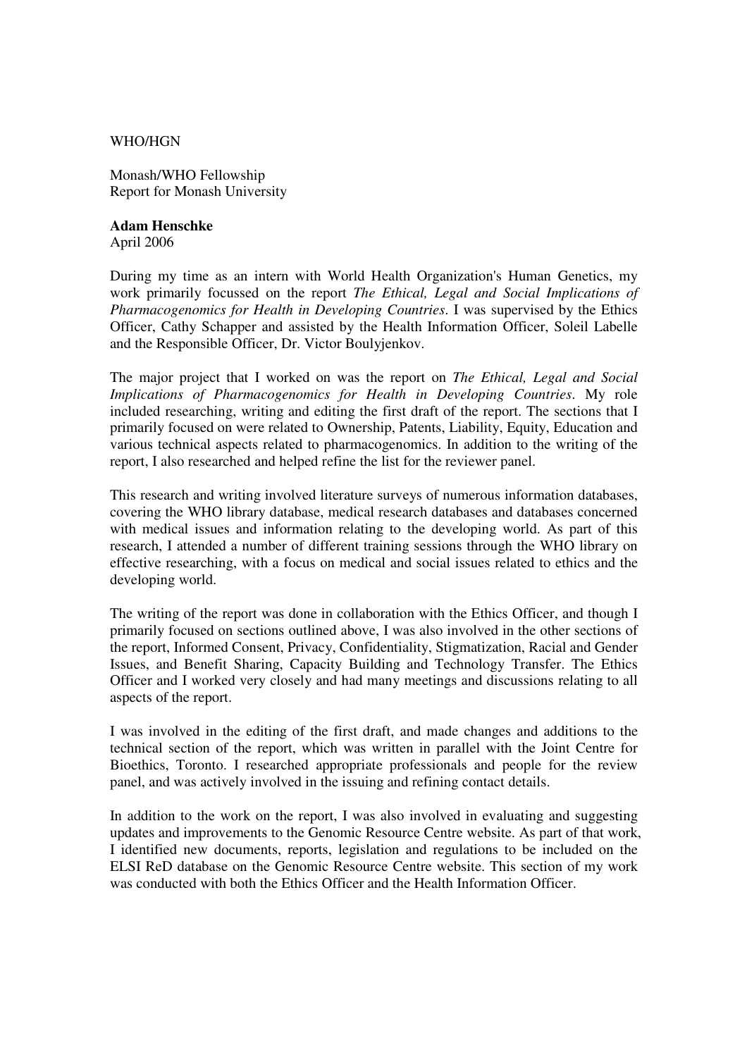WHO/HGN

Monash/WHO Fellowship
Report for Monash University

**Adam Henschke**
April 2006

During my time as an intern with World Health Organization's Human Genetics, my work primarily focussed on the report *The Ethical, Legal and Social Implications of Pharmacogenomics for Health in Developing Countries*. I was supervised by the Ethics Officer, Cathy Schapper and assisted by the Health Information Officer, Soleil Labelle and the Responsible Officer, Dr. Victor Boulyjenkov.

The major project that I worked on was the report on *The Ethical, Legal and Social Implications of Pharmacogenomics for Health in Developing Countries*. My role included researching, writing and editing the first draft of the report. The sections that I primarily focused on were related to Ownership, Patents, Liability, Equity, Education and various technical aspects related to pharmacogenomics. In addition to the writing of the report, I also researched and helped refine the list for the reviewer panel.

This research and writing involved literature surveys of numerous information databases, covering the WHO library database, medical research databases and databases concerned with medical issues and information relating to the developing world. As part of this research, I attended a number of different training sessions through the WHO library on effective researching, with a focus on medical and social issues related to ethics and the developing world.

The writing of the report was done in collaboration with the Ethics Officer, and though I primarily focused on sections outlined above, I was also involved in the other sections of the report, Informed Consent, Privacy, Confidentiality, Stigmatization, Racial and Gender Issues, and Benefit Sharing, Capacity Building and Technology Transfer. The Ethics Officer and I worked very closely and had many meetings and discussions relating to all aspects of the report.

I was involved in the editing of the first draft, and made changes and additions to the technical section of the report, which was written in parallel with the Joint Centre for Bioethics, Toronto. I researched appropriate professionals and people for the review panel, and was actively involved in the issuing and refining contact details.

In addition to the work on the report, I was also involved in evaluating and suggesting updates and improvements to the Genomic Resource Centre website. As part of that work, I identified new documents, reports, legislation and regulations to be included on the ELSI ReD database on the Genomic Resource Centre website. This section of my work was conducted with both the Ethics Officer and the Health Information Officer.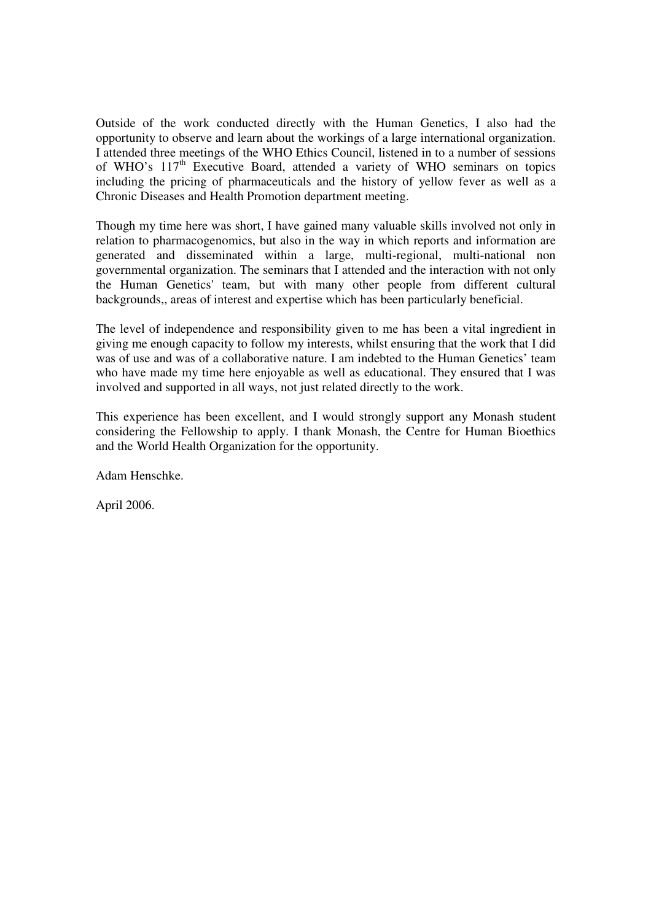Outside of the work conducted directly with the Human Genetics, I also had the opportunity to observe and learn about the workings of a large international organization. I attended three meetings of the WHO Ethics Council, listened in to a number of sessions of WHO's 117th Executive Board, attended a variety of WHO seminars on topics including the pricing of pharmaceuticals and the history of yellow fever as well as a Chronic Diseases and Health Promotion department meeting.

Though my time here was short, I have gained many valuable skills involved not only in relation to pharmacogenomics, but also in the way in which reports and information are generated and disseminated within a large, multi-regional, multi-national non governmental organization. The seminars that I attended and the interaction with not only the Human Genetics' team, but with many other people from different cultural backgrounds,, areas of interest and expertise which has been particularly beneficial.

The level of independence and responsibility given to me has been a vital ingredient in giving me enough capacity to follow my interests, whilst ensuring that the work that I did was of use and was of a collaborative nature. I am indebted to the Human Genetics' team who have made my time here enjoyable as well as educational. They ensured that I was involved and supported in all ways, not just related directly to the work.

This experience has been excellent, and I would strongly support any Monash student considering the Fellowship to apply. I thank Monash, the Centre for Human Bioethics and the World Health Organization for the opportunity.

Adam Henschke.

April 2006.